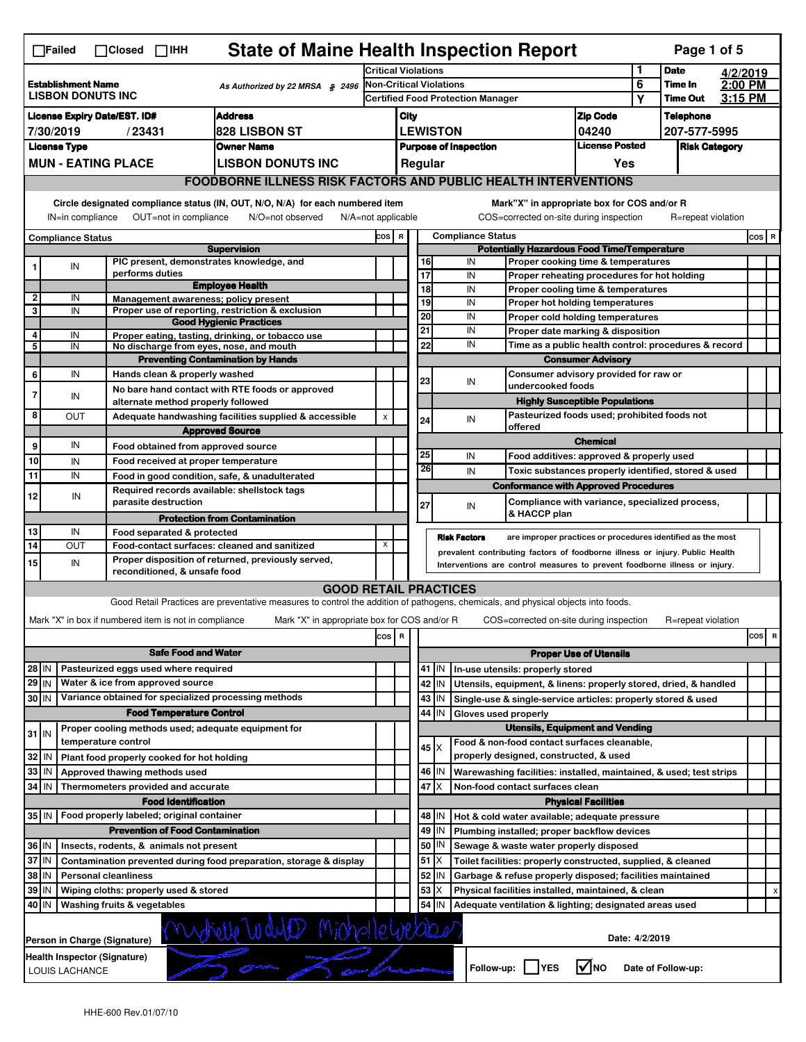☐Failed ☐Closed ☐IHH

# State of Maine Health Inspection Report

Page 1 of 5

| Establishment Name | As Authorized by 22 MRSA § 2496 | | |
|---|---|---|---|
| LISBON DONUTS INC | | | |

| Critical Violations | 1 | Date | 4/2/2019 |
|---|---|---|---|
| Non-Critical Violations | 6 | Time In | 2:00 PM |
| Certified Food Protection Manager | Y | Time Out | 3:15 PM |

| License Expiry Date/EST. ID# | Address | City | Zip Code | Telephone |
|---|---|---|---|---|
| 7/30/2019 / 23431 | 828 LISBON ST | LEWISTON | 04240 | 207-577-5995 |
| **License Type** | **Owner Name** | **Purpose of Inspection** | **License Posted** | **Risk Category** |
| MUN - EATING PLACE | LISBON DONUTS INC | Regular | Yes | |

## FOODBORNE ILLNESS RISK FACTORS AND PUBLIC HEALTH INTERVENTIONS

Circle designated compliance status (IN, OUT, N/O, N/A) for each numbered item — IN=in compliance OUT=not in compliance N/O=not observed N/A=not applicable

Mark "X" in appropriate box for COS and/or R — COS=corrected on-site during inspection R=repeat violation

| # | Compliance Status | Item | COS | R |
|---|---|---|---|---|
| | | **Supervision** | | |
| 1 | IN | PIC present, demonstrates knowledge, and performs duties | | |
| | | **Employee Health** | | |
| 2 | IN | Management awareness; policy present | | |
| 3 | IN | Proper use of reporting, restriction & exclusion | | |
| | | **Good Hygienic Practices** | | |
| 4 | IN | Proper eating, tasting, drinking, or tobacco use | | |
| 5 | IN | No discharge from eyes, nose, and mouth | | |
| | | **Preventing Contamination by Hands** | | |
| 6 | IN | Hands clean & properly washed | | |
| 7 | IN | No bare hand contact with RTE foods or approved alternate method properly followed | | |
| 8 | OUT | Adequate handwashing facilities supplied & accessible | x | |
| | | **Approved Source** | | |
| 9 | IN | Food obtained from approved source | | |
| 10 | IN | Food received at proper temperature | | |
| 11 | IN | Food in good condition, safe, & unadulterated | | |
| 12 | IN | Required records available: shellstock tags parasite destruction | | |
| | | **Protection from Contamination** | | |
| 13 | IN | Food separated & protected | | |
| 14 | OUT | Food-contact surfaces: cleaned and sanitized | x | |
| 15 | IN | Proper disposition of returned, previously served, reconditioned, & unsafe food | | |
| | | **Potentially Hazardous Food Time/Temperature** | | |
| 16 | IN | Proper cooking time & temperatures | | |
| 17 | IN | Proper reheating procedures for hot holding | | |
| 18 | IN | Proper cooling time & temperatures | | |
| 19 | IN | Proper hot holding temperatures | | |
| 20 | IN | Proper cold holding temperatures | | |
| 21 | IN | Proper date marking & disposition | | |
| 22 | IN | Time as a public health control: procedures & record | | |
| | | **Consumer Advisory** | | |
| 23 | IN | Consumer advisory provided for raw or undercooked foods | | |
| | | **Highly Susceptible Populations** | | |
| 24 | IN | Pasteurized foods used; prohibited foods not offered | | |
| | | **Chemical** | | |
| 25 | IN | Food additives: approved & properly used | | |
| 26 | IN | Toxic substances properly identified, stored & used | | |
| | | **Conformance with Approved Procedures** | | |
| 27 | IN | Compliance with variance, specialized process, & HACCP plan | | |

**Risk Factors** are improper practices or procedures identified as the most prevalent contributing factors of foodborne illness or injury. Public Health Interventions are control measures to prevent foodborne illness or injury.

## GOOD RETAIL PRACTICES

Good Retail Practices are preventative measures to control the addition of pathogens, chemicals, and physical objects into foods.

Mark "X" in box if numbered item is not in compliance — Mark "X" in appropriate box for COS and/or R — COS=corrected on-site during inspection R=repeat violation

| # | Status | Item | COS | R |
|---|---|---|---|---|
| | | **Safe Food and Water** | | |
| 28 | IN | Pasteurized eggs used where required | | |
| 29 | IN | Water & ice from approved source | | |
| 30 | IN | Variance obtained for specialized processing methods | | |
| | | **Food Temperature Control** | | |
| 31 | IN | Proper cooling methods used; adequate equipment for temperature control | | |
| 32 | IN | Plant food properly cooked for hot holding | | |
| 33 | IN | Approved thawing methods used | | |
| 34 | IN | Thermometers provided and accurate | | |
| | | **Food Identification** | | |
| 35 | IN | Food properly labeled; original container | | |
| | | **Prevention of Food Contamination** | | |
| 36 | IN | Insects, rodents, & animals not present | | |
| 37 | IN | Contamination prevented during food preparation, storage & display | | |
| 38 | IN | Personal cleanliness | | |
| 39 | IN | Wiping cloths: properly used & stored | | |
| 40 | IN | Washing fruits & vegetables | | |
| | | **Proper Use of Utensils** | | |
| 41 | IN | In-use utensils: properly stored | | |
| 42 | IN | Utensils, equipment, & linens: properly stored, dried, & handled | | |
| 43 | IN | Single-use & single-service articles: properly stored & used | | |
| 44 | IN | Gloves used properly | | |
| | | **Utensils, Equipment and Vending** | | |
| 45 | X | Food & non-food contact surfaces cleanable, properly designed, constructed, & used | | |
| 46 | IN | Warewashing facilities: installed, maintained, & used; test strips | | |
| 47 | X | Non-food contact surfaces clean | | |
| | | **Physical Facilities** | | |
| 48 | IN | Hot & cold water available; adequate pressure | | |
| 49 | IN | Plumbing installed; proper backflow devices | | |
| 50 | IN | Sewage & waste water properly disposed | | |
| 51 | X | Toilet facilities: properly constructed, supplied, & cleaned | | |
| 52 | IN | Garbage & refuse properly disposed; facilities maintained | | |
| 53 | X | Physical facilities installed, maintained, & clean | | x |
| 54 | IN | Adequate ventilation & lighting; designated areas used | | |

Person in Charge (Signature): [signature] Date: 4/2/2019

Health Inspector (Signature): LOUIS LACHANCE [signature]

Follow-up: ☐ YES ☑ NO Date of Follow-up:

HHE-600 Rev.01/07/10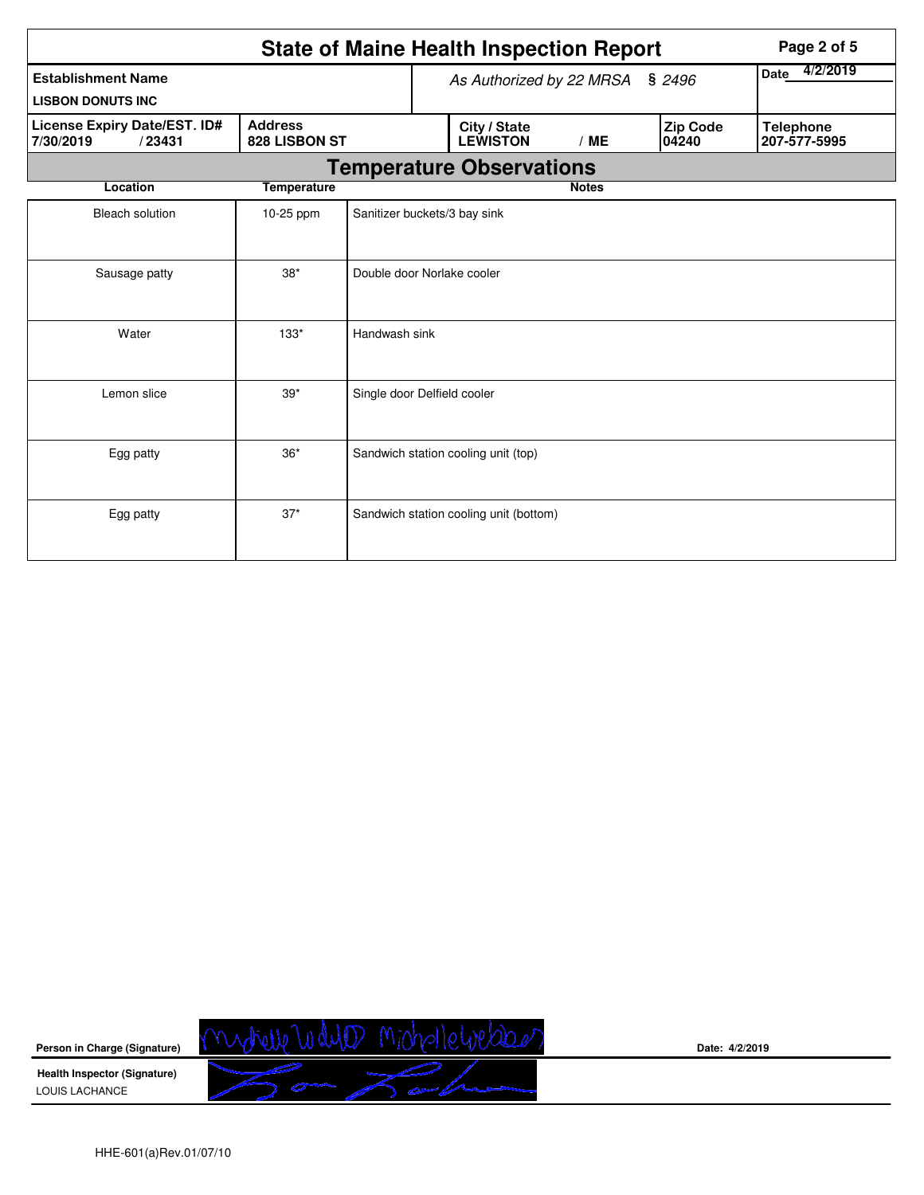# State of Maine Health Inspection Report

| Establishment Name | As Authorized by 22 MRSA § 2496 | Date 4/2/2019 |
|---|---|---|
| LISBON DONUTS INC | | |

| License Expiry Date/EST. ID# | Address | City / State | Zip Code | Telephone |
|---|---|---|---|---|
| 7/30/2019 / 23431 | 828 LISBON ST | LEWISTON / ME | 04240 | 207-577-5995 |

## Temperature Observations

| Location | Temperature | Notes |
|---|---|---|
| Bleach solution | 10-25 ppm | Sanitizer buckets/3 bay sink |
| Sausage patty | 38* | Double door Norlake cooler |
| Water | 133* | Handwash sink |
| Lemon slice | 39* | Single door Delfield cooler |
| Egg patty | 36* | Sandwich station cooling unit (top) |
| Egg patty | 37* | Sandwich station cooling unit (bottom) |

**Person in Charge (Signature)** Date: 4/2/2019

**Health Inspector (Signature)**
LOUIS LACHANCE

HHE-601(a)Rev.01/07/10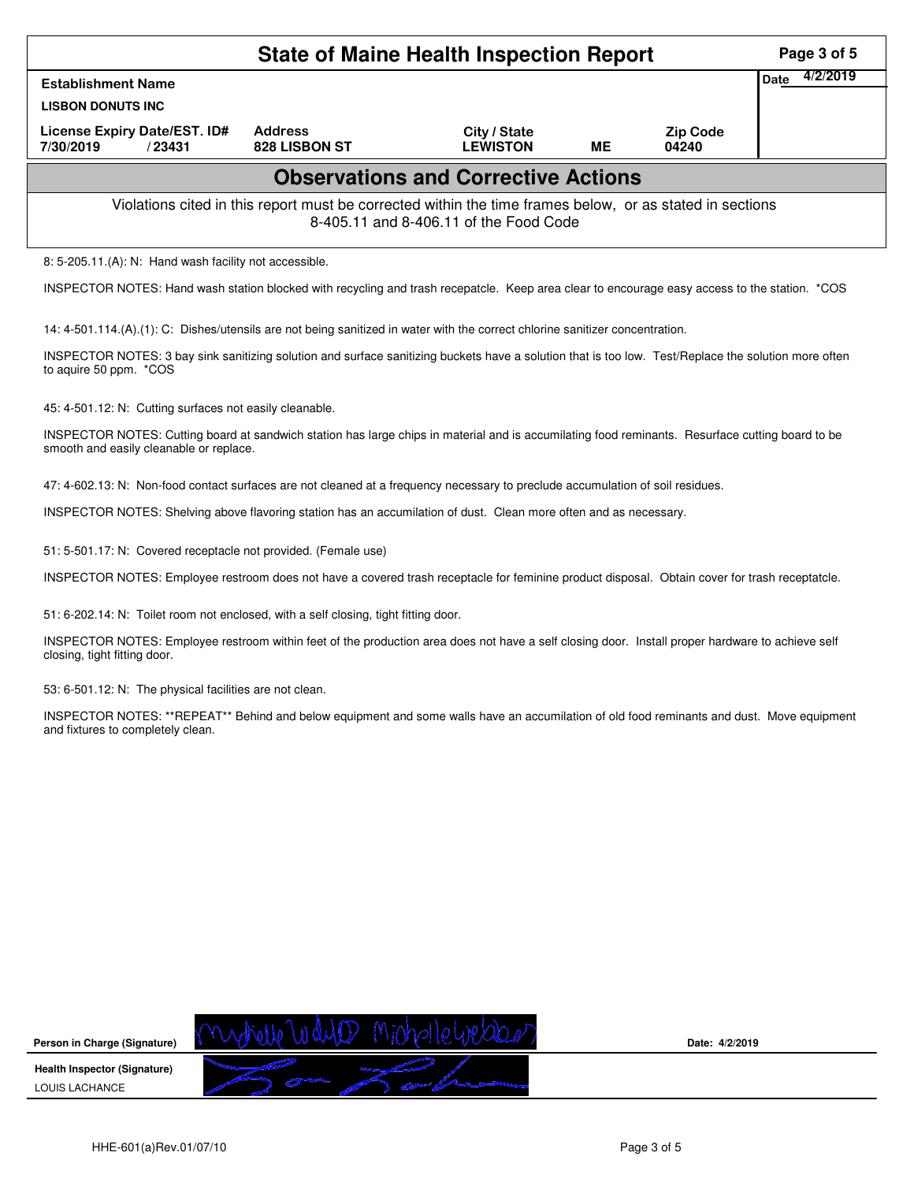# State of Maine Health Inspection Report

| Establishment Name | | | | | Date 4/2/2019 |
|---|---|---|---|---|---|
| LISBON DONUTS INC | | | | | |
| License Expiry Date/EST. ID# | Address | City / State | | Zip Code | |
| 7/30/2019 / 23431 | 828 LISBON ST | LEWISTON | ME | 04240 | |

## Observations and Corrective Actions

Violations cited in this report must be corrected within the time frames below, or as stated in sections 8-405.11 and 8-406.11 of the Food Code

8: 5-205.11.(A): N: Hand wash facility not accessible.

INSPECTOR NOTES: Hand wash station blocked with recycling and trash recepatcle. Keep area clear to encourage easy access to the station. *COS

14: 4-501.114.(A).(1): C: Dishes/utensils are not being sanitized in water with the correct chlorine sanitizer concentration.

INSPECTOR NOTES: 3 bay sink sanitizing solution and surface sanitizing buckets have a solution that is too low. Test/Replace the solution more often to aquire 50 ppm. *COS

45: 4-501.12: N: Cutting surfaces not easily cleanable.

INSPECTOR NOTES: Cutting board at sandwich station has large chips in material and is accumilating food reminants. Resurface cutting board to be smooth and easily cleanable or replace.

47: 4-602.13: N: Non-food contact surfaces are not cleaned at a frequency necessary to preclude accumulation of soil residues.

INSPECTOR NOTES: Shelving above flavoring station has an accumilation of dust. Clean more often and as necessary.

51: 5-501.17: N: Covered receptacle not provided. (Female use)

INSPECTOR NOTES: Employee restroom does not have a covered trash receptacle for feminine product disposal. Obtain cover for trash receptatcle.

51: 6-202.14: N: Toilet room not enclosed, with a self closing, tight fitting door.

INSPECTOR NOTES: Employee restroom within feet of the production area does not have a self closing door. Install proper hardware to achieve self closing, tight fitting door.

53: 6-501.12: N: The physical facilities are not clean.

INSPECTOR NOTES: **REPEAT** Behind and below equipment and some walls have an accumilation of old food reminants and dust. Move equipment and fixtures to completely clean.

**Person in Charge (Signature)** Michelle Webber Michelle Webber     **Date:** 4/2/2019

**Health Inspector (Signature)**
LOUIS LACHANCE

HHE-601(a)Rev.01/07/10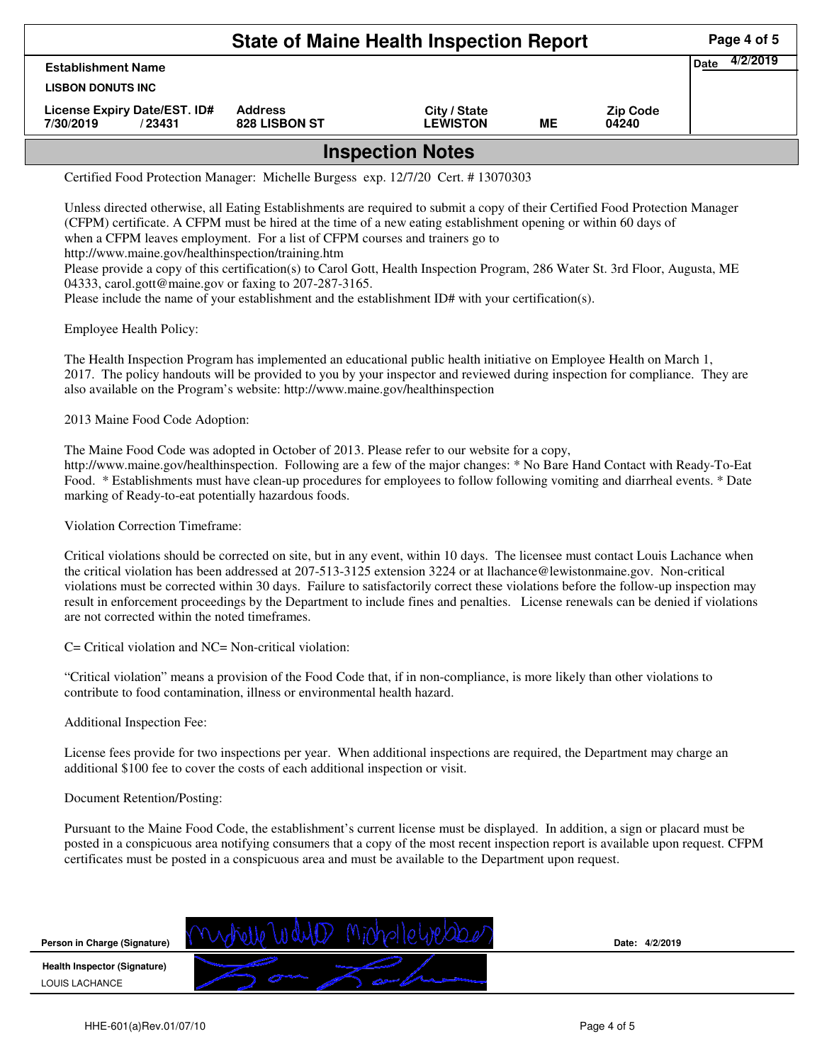# State of Maine Health Inspection Report

| Establishment Name | | | | | Date 4/2/2019 |
|---|---|---|---|---|---|
| LISBON DONUTS INC | | | | | |
| License Expiry Date/EST. ID# | Address | City / State | | Zip Code | |
| 7/30/2019 / 23431 | 828 LISBON ST | LEWISTON | ME | 04240 | |

## Inspection Notes

Certified Food Protection Manager: Michelle Burgess exp. 12/7/20 Cert. # 13070303

Unless directed otherwise, all Eating Establishments are required to submit a copy of their Certified Food Protection Manager (CFPM) certificate. A CFPM must be hired at the time of a new eating establishment opening or within 60 days of when a CFPM leaves employment. For a list of CFPM courses and trainers go to http://www.maine.gov/healthinspection/training.htm
Please provide a copy of this certification(s) to Carol Gott, Health Inspection Program, 286 Water St. 3rd Floor, Augusta, ME 04333, carol.gott@maine.gov or faxing to 207-287-3165.
Please include the name of your establishment and the establishment ID# with your certification(s).

Employee Health Policy:

The Health Inspection Program has implemented an educational public health initiative on Employee Health on March 1, 2017. The policy handouts will be provided to you by your inspector and reviewed during inspection for compliance. They are also available on the Program's website: http://www.maine.gov/healthinspection

2013 Maine Food Code Adoption:

The Maine Food Code was adopted in October of 2013. Please refer to our website for a copy, http://www.maine.gov/healthinspection. Following are a few of the major changes: * No Bare Hand Contact with Ready-To-Eat Food. * Establishments must have clean-up procedures for employees to follow following vomiting and diarrheal events. * Date marking of Ready-to-eat potentially hazardous foods.

Violation Correction Timeframe:

Critical violations should be corrected on site, but in any event, within 10 days. The licensee must contact Louis Lachance when the critical violation has been addressed at 207-513-3125 extension 3224 or at llachance@lewistonmaine.gov. Non-critical violations must be corrected within 30 days. Failure to satisfactorily correct these violations before the follow-up inspection may result in enforcement proceedings by the Department to include fines and penalties. License renewals can be denied if violations are not corrected within the noted timeframes.

C= Critical violation and NC= Non-critical violation:

"Critical violation" means a provision of the Food Code that, if in non-compliance, is more likely than other violations to contribute to food contamination, illness or environmental health hazard.

Additional Inspection Fee:

License fees provide for two inspections per year. When additional inspections are required, the Department may charge an additional $100 fee to cover the costs of each additional inspection or visit.

Document Retention/Posting:

Pursuant to the Maine Food Code, the establishment's current license must be displayed. In addition, a sign or placard must be posted in a conspicuous area notifying consumers that a copy of the most recent inspection report is available upon request. CFPM certificates must be posted in a conspicuous area and must be available to the Department upon request.

| Person in Charge (Signature) | [signature] | Date: 4/2/2019 |
|---|---|---|
| Health Inspector (Signature) LOUIS LACHANCE | [signature] | |

HHE-601(a)Rev.01/07/10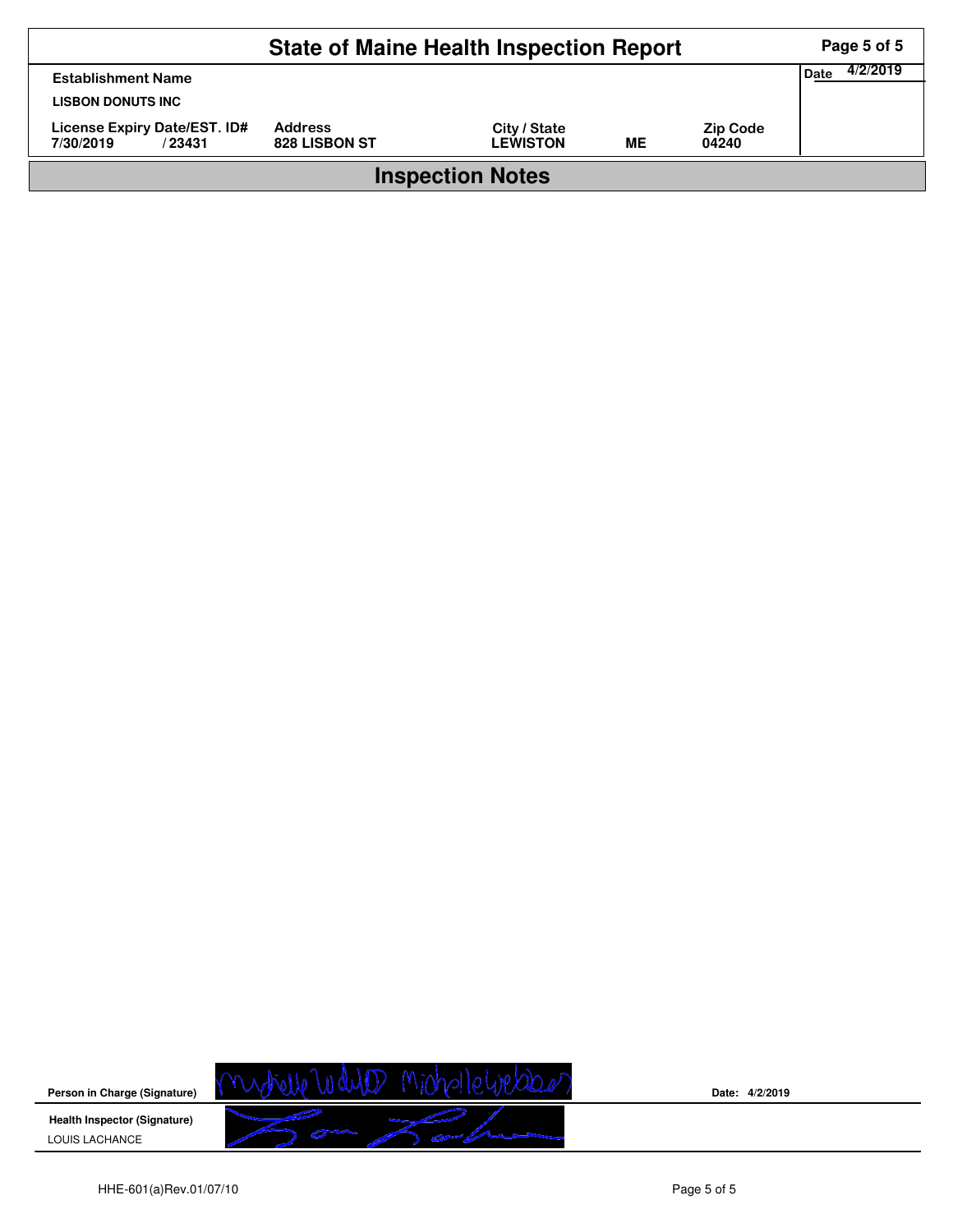# State of Maine Health Inspection Report

| Establishment Name | | | | | Date 4/2/2019 |
|---|---|---|---|---|---|
| LISBON DONUTS INC | | | | | |
| License Expiry Date/EST. ID# | Address | City / State | | Zip Code | |
| 7/30/2019 / 23431 | 828 LISBON ST | LEWISTON | ME | 04240 | |

## Inspection Notes

**Person in Charge (Signature)** Michelle Webber

**Date:** 4/2/2019

**Health Inspector (Signature)**
LOUIS LACHANCE

HHE-601(a)Rev.01/07/10